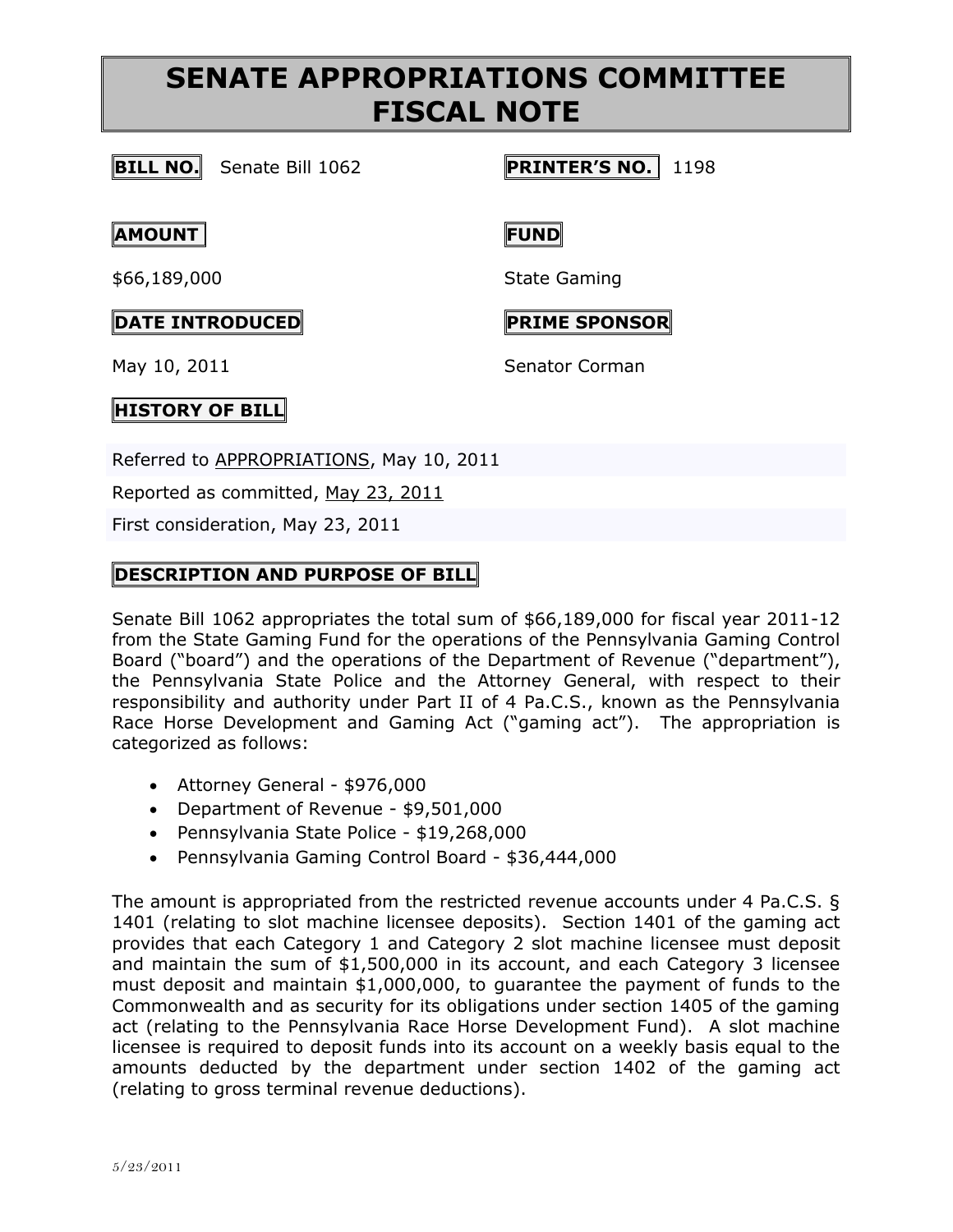# SENATE APPROPRIATIONS COMMITTEE FISCAL NOTE

**BILL NO.** Senate Bill 1062

**PRINTER'S NO.** 1198

**AMOUNT**

$66,189,000

**FUND**

State Gaming

**DATE INTRODUCED**

May 10, 2011

**PRIME SPONSOR**

Senator Corman

**HISTORY OF BILL**

Referred to APPROPRIATIONS, May 10, 2011

Reported as committed, May 23, 2011

First consideration, May 23, 2011

**DESCRIPTION AND PURPOSE OF BILL**

Senate Bill 1062 appropriates the total sum of $66,189,000 for fiscal year 2011-12 from the State Gaming Fund for the operations of the Pennsylvania Gaming Control Board ("board") and the operations of the Department of Revenue ("department"), the Pennsylvania State Police and the Attorney General, with respect to their responsibility and authority under Part II of 4 Pa.C.S., known as the Pennsylvania Race Horse Development and Gaming Act ("gaming act"). The appropriation is categorized as follows:

- Attorney General - $976,000
- Department of Revenue - $9,501,000
- Pennsylvania State Police - $19,268,000
- Pennsylvania Gaming Control Board - $36,444,000

The amount is appropriated from the restricted revenue accounts under 4 Pa.C.S. § 1401 (relating to slot machine licensee deposits). Section 1401 of the gaming act provides that each Category 1 and Category 2 slot machine licensee must deposit and maintain the sum of $1,500,000 in its account, and each Category 3 licensee must deposit and maintain $1,000,000, to guarantee the payment of funds to the Commonwealth and as security for its obligations under section 1405 of the gaming act (relating to the Pennsylvania Race Horse Development Fund). A slot machine licensee is required to deposit funds into its account on a weekly basis equal to the amounts deducted by the department under section 1402 of the gaming act (relating to gross terminal revenue deductions).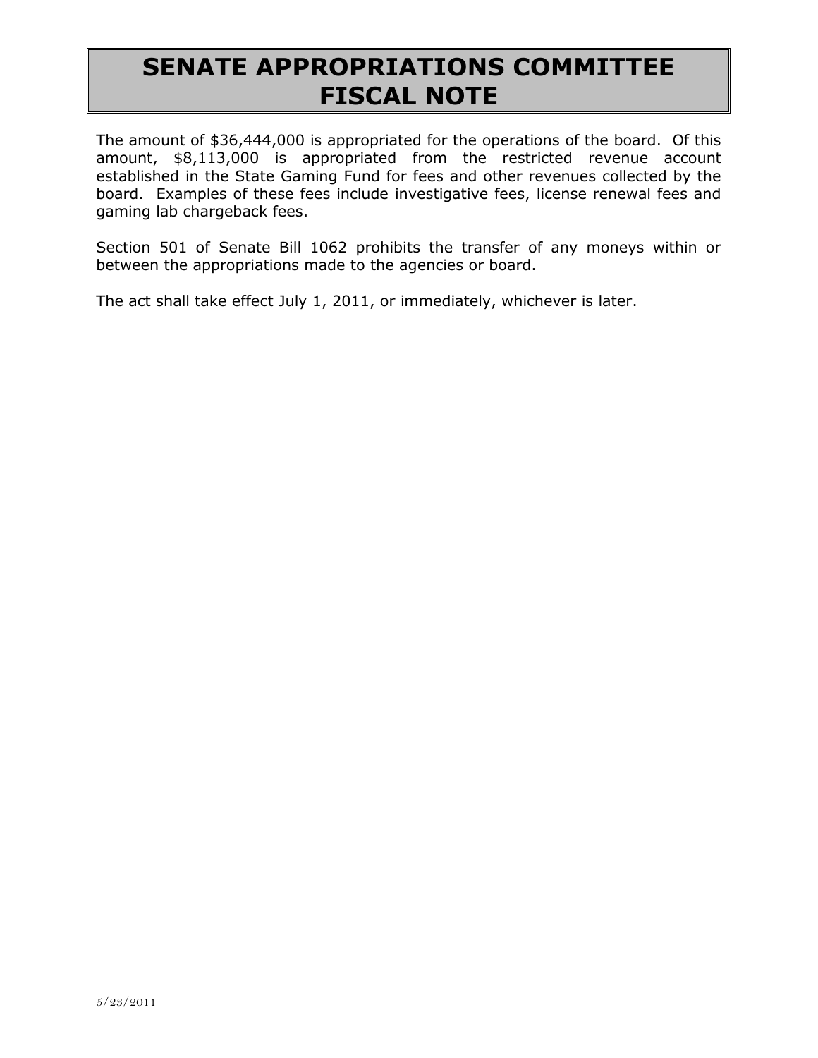# SENATE APPROPRIATIONS COMMITTEE FISCAL NOTE

The amount of $36,444,000 is appropriated for the operations of the board. Of this amount, $8,113,000 is appropriated from the restricted revenue account established in the State Gaming Fund for fees and other revenues collected by the board. Examples of these fees include investigative fees, license renewal fees and gaming lab chargeback fees.

Section 501 of Senate Bill 1062 prohibits the transfer of any moneys within or between the appropriations made to the agencies or board.

The act shall take effect July 1, 2011, or immediately, whichever is later.

5/23/2011